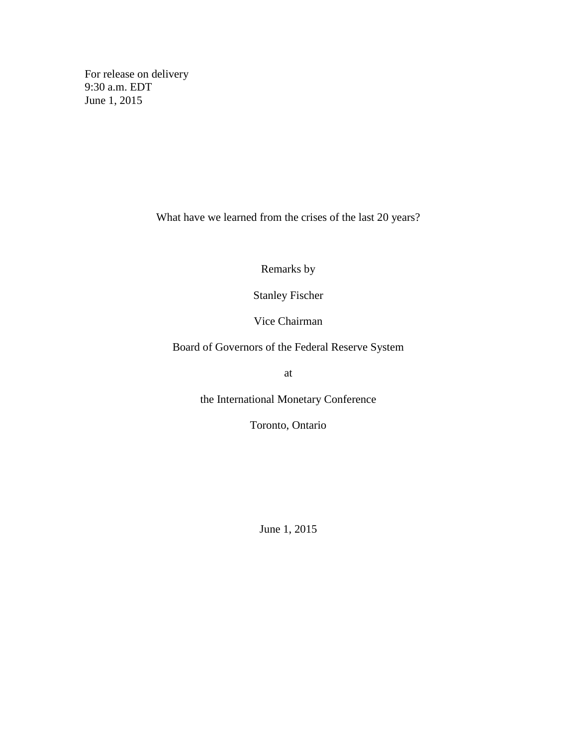For release on delivery
9:30 a.m. EDT
June 1, 2015

# What have we learned from the crises of the last 20 years?

Remarks by

Stanley Fischer

Vice Chairman

Board of Governors of the Federal Reserve System

at

the International Monetary Conference

Toronto, Ontario

June 1, 2015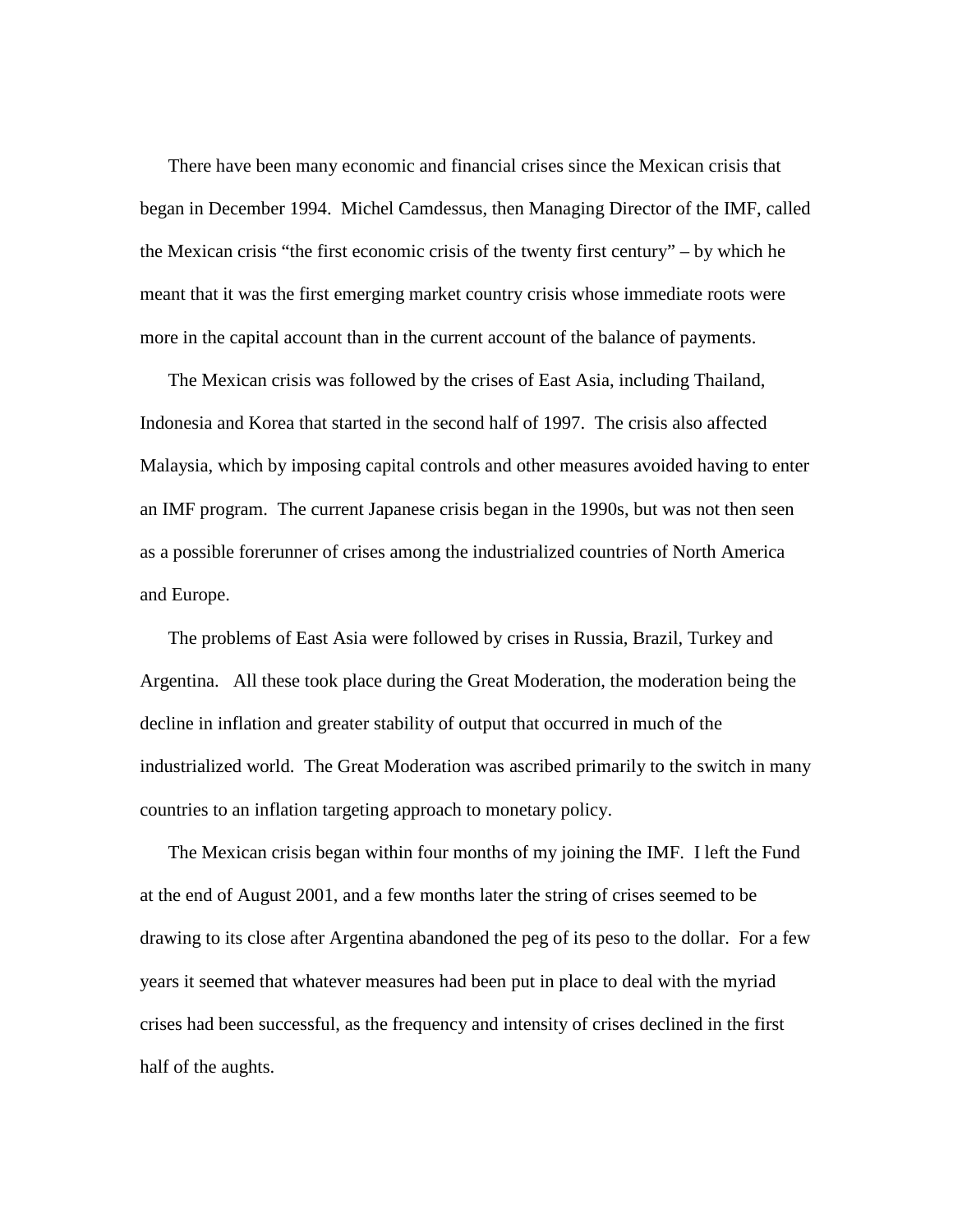There have been many economic and financial crises since the Mexican crisis that began in December 1994. Michel Camdessus, then Managing Director of the IMF, called the Mexican crisis "the first economic crisis of the twenty first century" – by which he meant that it was the first emerging market country crisis whose immediate roots were more in the capital account than in the current account of the balance of payments.

The Mexican crisis was followed by the crises of East Asia, including Thailand, Indonesia and Korea that started in the second half of 1997. The crisis also affected Malaysia, which by imposing capital controls and other measures avoided having to enter an IMF program. The current Japanese crisis began in the 1990s, but was not then seen as a possible forerunner of crises among the industrialized countries of North America and Europe.

The problems of East Asia were followed by crises in Russia, Brazil, Turkey and Argentina. All these took place during the Great Moderation, the moderation being the decline in inflation and greater stability of output that occurred in much of the industrialized world. The Great Moderation was ascribed primarily to the switch in many countries to an inflation targeting approach to monetary policy.

The Mexican crisis began within four months of my joining the IMF. I left the Fund at the end of August 2001, and a few months later the string of crises seemed to be drawing to its close after Argentina abandoned the peg of its peso to the dollar. For a few years it seemed that whatever measures had been put in place to deal with the myriad crises had been successful, as the frequency and intensity of crises declined in the first half of the aughts.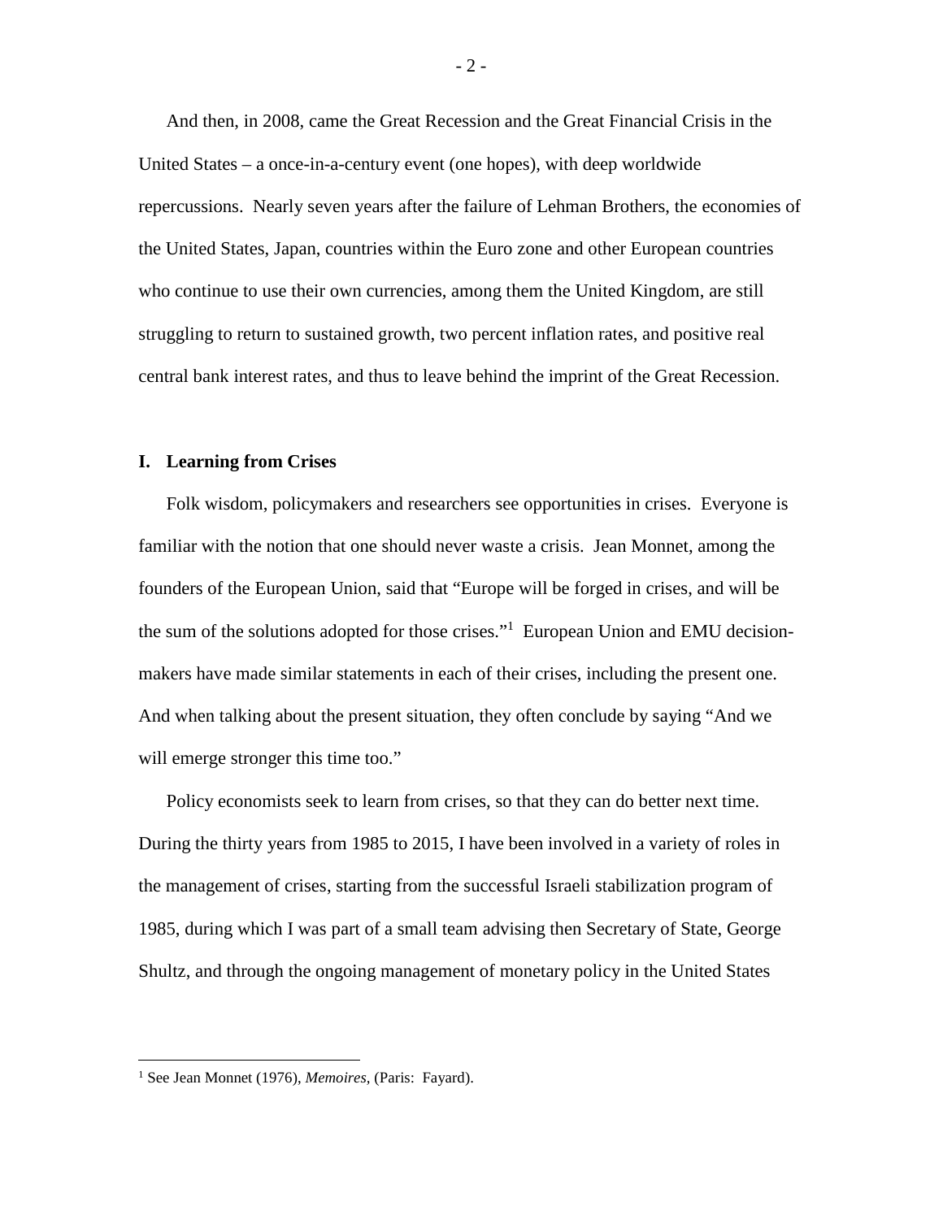And then, in 2008, came the Great Recession and the Great Financial Crisis in the United States – a once-in-a-century event (one hopes), with deep worldwide repercussions. Nearly seven years after the failure of Lehman Brothers, the economies of the United States, Japan, countries within the Euro zone and other European countries who continue to use their own currencies, among them the United Kingdom, are still struggling to return to sustained growth, two percent inflation rates, and positive real central bank interest rates, and thus to leave behind the imprint of the Great Recession.

## I. Learning from Crises

Folk wisdom, policymakers and researchers see opportunities in crises. Everyone is familiar with the notion that one should never waste a crisis. Jean Monnet, among the founders of the European Union, said that "Europe will be forged in crises, and will be the sum of the solutions adopted for those crises."[1] European Union and EMU decision-makers have made similar statements in each of their crises, including the present one. And when talking about the present situation, they often conclude by saying "And we will emerge stronger this time too."

Policy economists seek to learn from crises, so that they can do better next time. During the thirty years from 1985 to 2015, I have been involved in a variety of roles in the management of crises, starting from the successful Israeli stabilization program of 1985, during which I was part of a small team advising then Secretary of State, George Shultz, and through the ongoing management of monetary policy in the United States

---

[1] See Jean Monnet (1976), *Memoires*, (Paris: Fayard).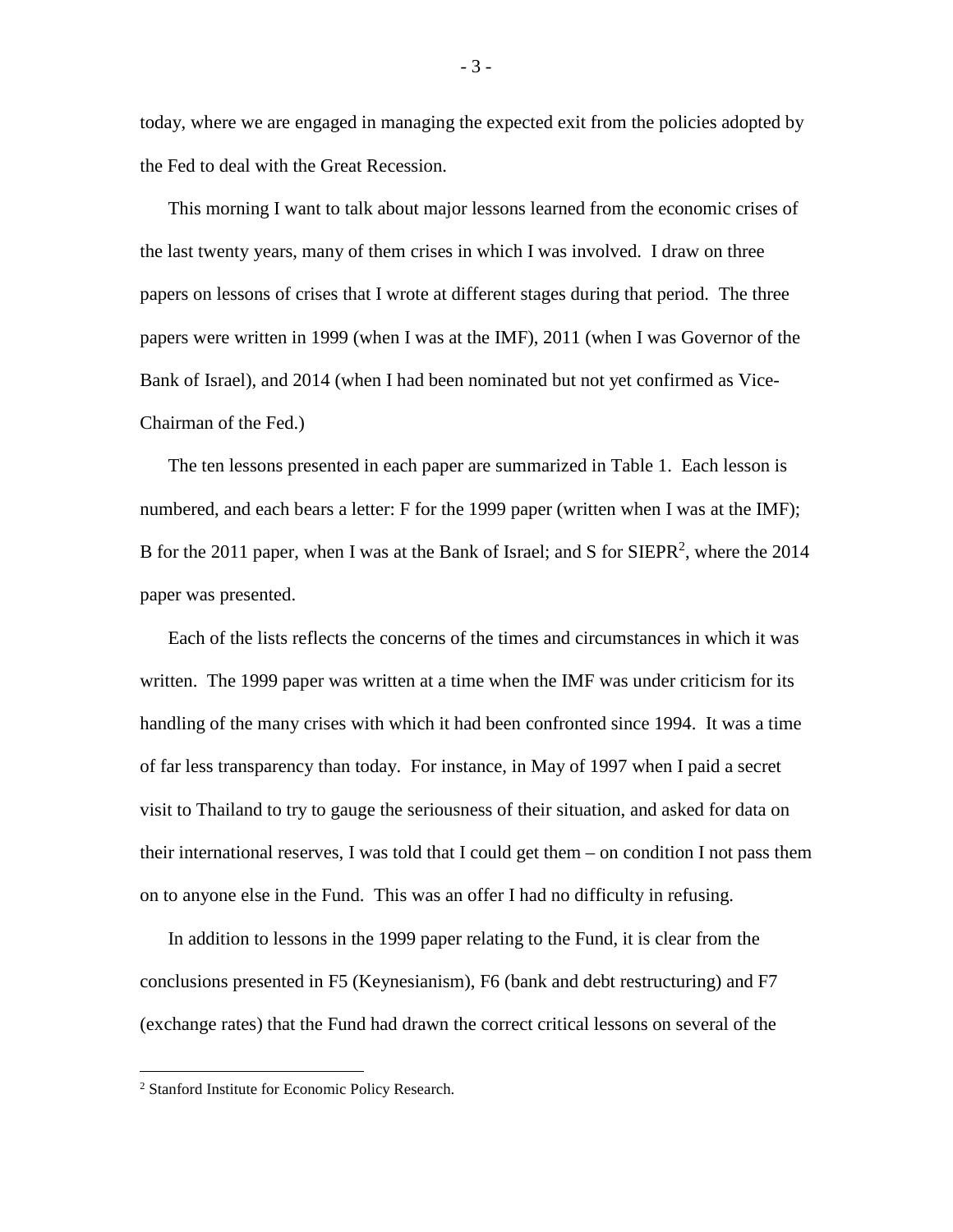today, where we are engaged in managing the expected exit from the policies adopted by the Fed to deal with the Great Recession.

This morning I want to talk about major lessons learned from the economic crises of the last twenty years, many of them crises in which I was involved. I draw on three papers on lessons of crises that I wrote at different stages during that period. The three papers were written in 1999 (when I was at the IMF), 2011 (when I was Governor of the Bank of Israel), and 2014 (when I had been nominated but not yet confirmed as Vice-Chairman of the Fed.)

The ten lessons presented in each paper are summarized in Table 1. Each lesson is numbered, and each bears a letter: F for the 1999 paper (written when I was at the IMF); B for the 2011 paper, when I was at the Bank of Israel; and S for SIEPR[2], where the 2014 paper was presented.

Each of the lists reflects the concerns of the times and circumstances in which it was written. The 1999 paper was written at a time when the IMF was under criticism for its handling of the many crises with which it had been confronted since 1994. It was a time of far less transparency than today. For instance, in May of 1997 when I paid a secret visit to Thailand to try to gauge the seriousness of their situation, and asked for data on their international reserves, I was told that I could get them – on condition I not pass them on to anyone else in the Fund. This was an offer I had no difficulty in refusing.

In addition to lessons in the 1999 paper relating to the Fund, it is clear from the conclusions presented in F5 (Keynesianism), F6 (bank and debt restructuring) and F7 (exchange rates) that the Fund had drawn the correct critical lessons on several of the

[2] Stanford Institute for Economic Policy Research.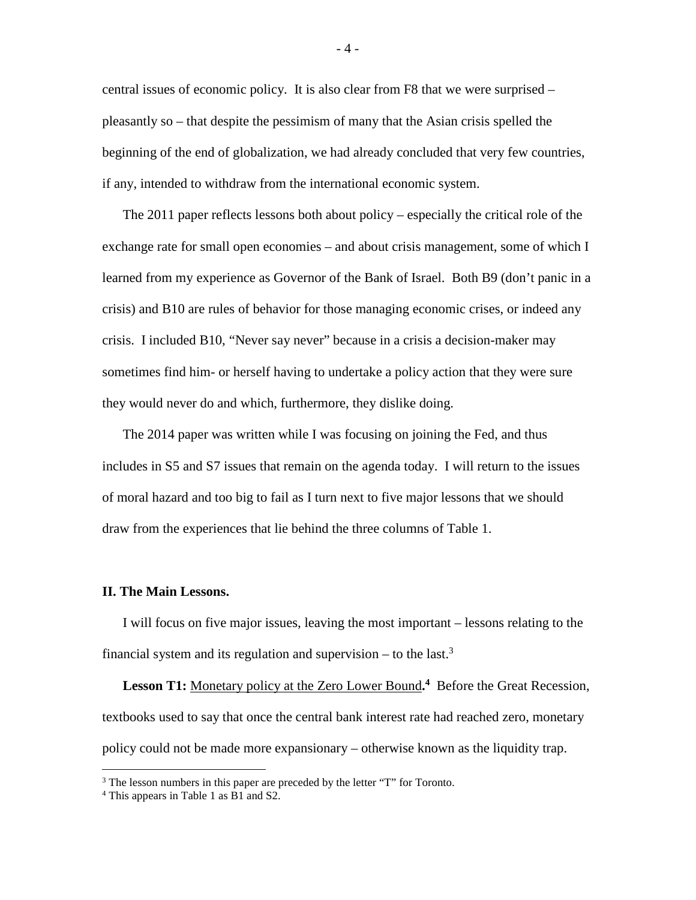central issues of economic policy. It is also clear from F8 that we were surprised – pleasantly so – that despite the pessimism of many that the Asian crisis spelled the beginning of the end of globalization, we had already concluded that very few countries, if any, intended to withdraw from the international economic system.

The 2011 paper reflects lessons both about policy – especially the critical role of the exchange rate for small open economies – and about crisis management, some of which I learned from my experience as Governor of the Bank of Israel. Both B9 (don't panic in a crisis) and B10 are rules of behavior for those managing economic crises, or indeed any crisis. I included B10, "Never say never" because in a crisis a decision-maker may sometimes find him- or herself having to undertake a policy action that they were sure they would never do and which, furthermore, they dislike doing.

The 2014 paper was written while I was focusing on joining the Fed, and thus includes in S5 and S7 issues that remain on the agenda today. I will return to the issues of moral hazard and too big to fail as I turn next to five major lessons that we should draw from the experiences that lie behind the three columns of Table 1.

## II. The Main Lessons.

I will focus on five major issues, leaving the most important – lessons relating to the financial system and its regulation and supervision – to the last.[3]

**Lesson T1:** Monetary policy at the Zero Lower Bound.[4] Before the Great Recession, textbooks used to say that once the central bank interest rate had reached zero, monetary policy could not be made more expansionary – otherwise known as the liquidity trap.

[3] The lesson numbers in this paper are preceded by the letter "T" for Toronto.

[4] This appears in Table 1 as B1 and S2.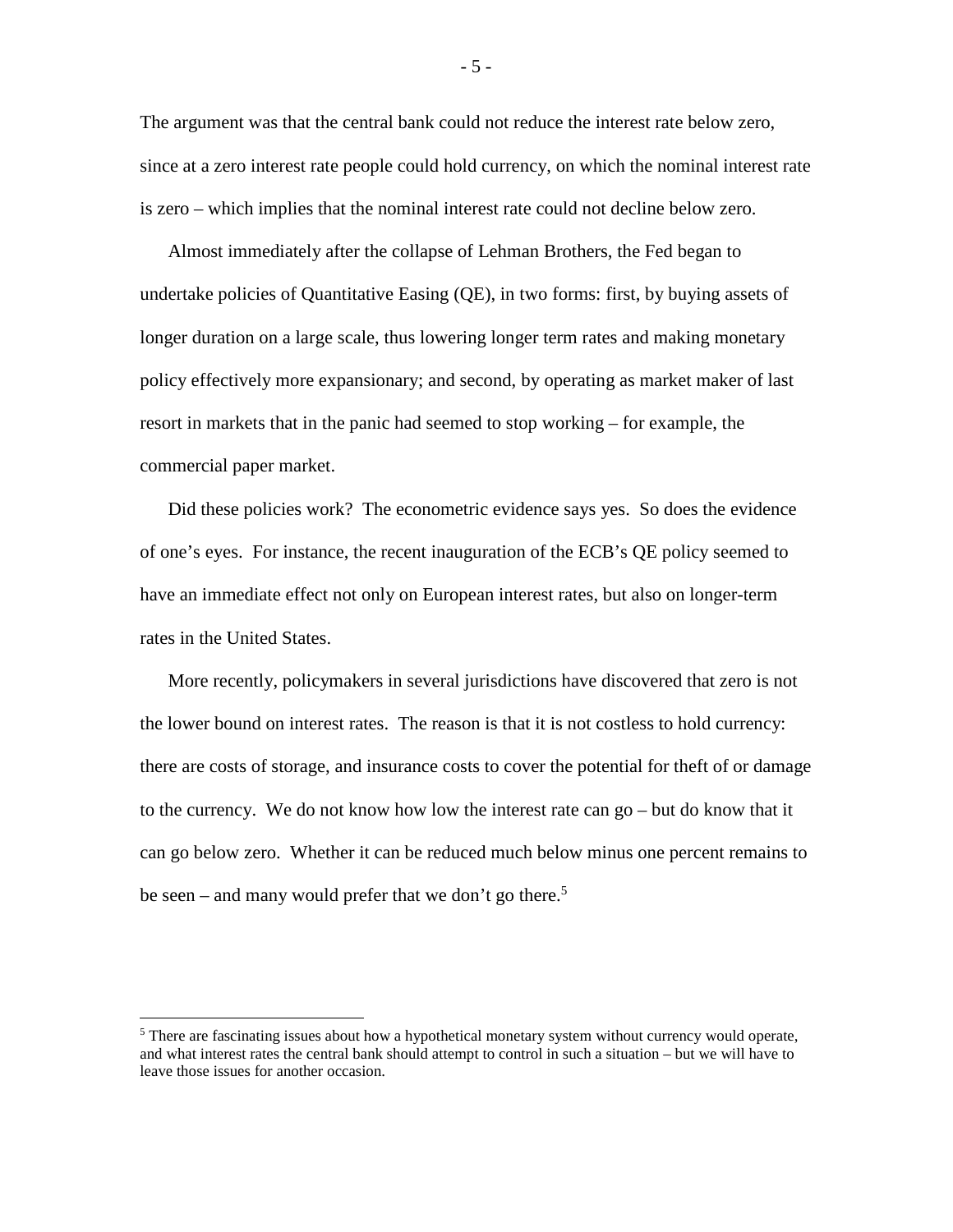The argument was that the central bank could not reduce the interest rate below zero, since at a zero interest rate people could hold currency, on which the nominal interest rate is zero – which implies that the nominal interest rate could not decline below zero.

Almost immediately after the collapse of Lehman Brothers, the Fed began to undertake policies of Quantitative Easing (QE), in two forms: first, by buying assets of longer duration on a large scale, thus lowering longer term rates and making monetary policy effectively more expansionary; and second, by operating as market maker of last resort in markets that in the panic had seemed to stop working – for example, the commercial paper market.

Did these policies work? The econometric evidence says yes. So does the evidence of one's eyes. For instance, the recent inauguration of the ECB's QE policy seemed to have an immediate effect not only on European interest rates, but also on longer-term rates in the United States.

More recently, policymakers in several jurisdictions have discovered that zero is not the lower bound on interest rates. The reason is that it is not costless to hold currency: there are costs of storage, and insurance costs to cover the potential for theft of or damage to the currency. We do not know how low the interest rate can go – but do know that it can go below zero. Whether it can be reduced much below minus one percent remains to be seen – and many would prefer that we don't go there.[5]

[5] There are fascinating issues about how a hypothetical monetary system without currency would operate, and what interest rates the central bank should attempt to control in such a situation – but we will have to leave those issues for another occasion.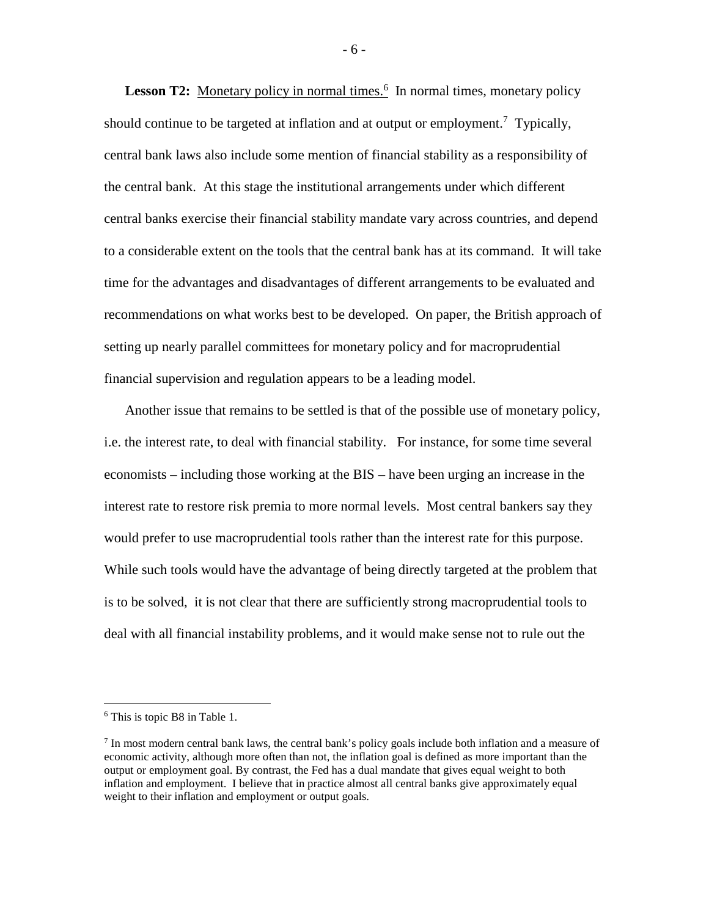**Lesson T2:** Monetary policy in normal times.[6] In normal times, monetary policy should continue to be targeted at inflation and at output or employment.[7] Typically, central bank laws also include some mention of financial stability as a responsibility of the central bank. At this stage the institutional arrangements under which different central banks exercise their financial stability mandate vary across countries, and depend to a considerable extent on the tools that the central bank has at its command. It will take time for the advantages and disadvantages of different arrangements to be evaluated and recommendations on what works best to be developed. On paper, the British approach of setting up nearly parallel committees for monetary policy and for macroprudential financial supervision and regulation appears to be a leading model.

Another issue that remains to be settled is that of the possible use of monetary policy, i.e. the interest rate, to deal with financial stability. For instance, for some time several economists – including those working at the BIS – have been urging an increase in the interest rate to restore risk premia to more normal levels. Most central bankers say they would prefer to use macroprudential tools rather than the interest rate for this purpose. While such tools would have the advantage of being directly targeted at the problem that is to be solved, it is not clear that there are sufficiently strong macroprudential tools to deal with all financial instability problems, and it would make sense not to rule out the

---

[6] This is topic B8 in Table 1.

[7] In most modern central bank laws, the central bank's policy goals include both inflation and a measure of economic activity, although more often than not, the inflation goal is defined as more important than the output or employment goal. By contrast, the Fed has a dual mandate that gives equal weight to both inflation and employment. I believe that in practice almost all central banks give approximately equal weight to their inflation and employment or output goals.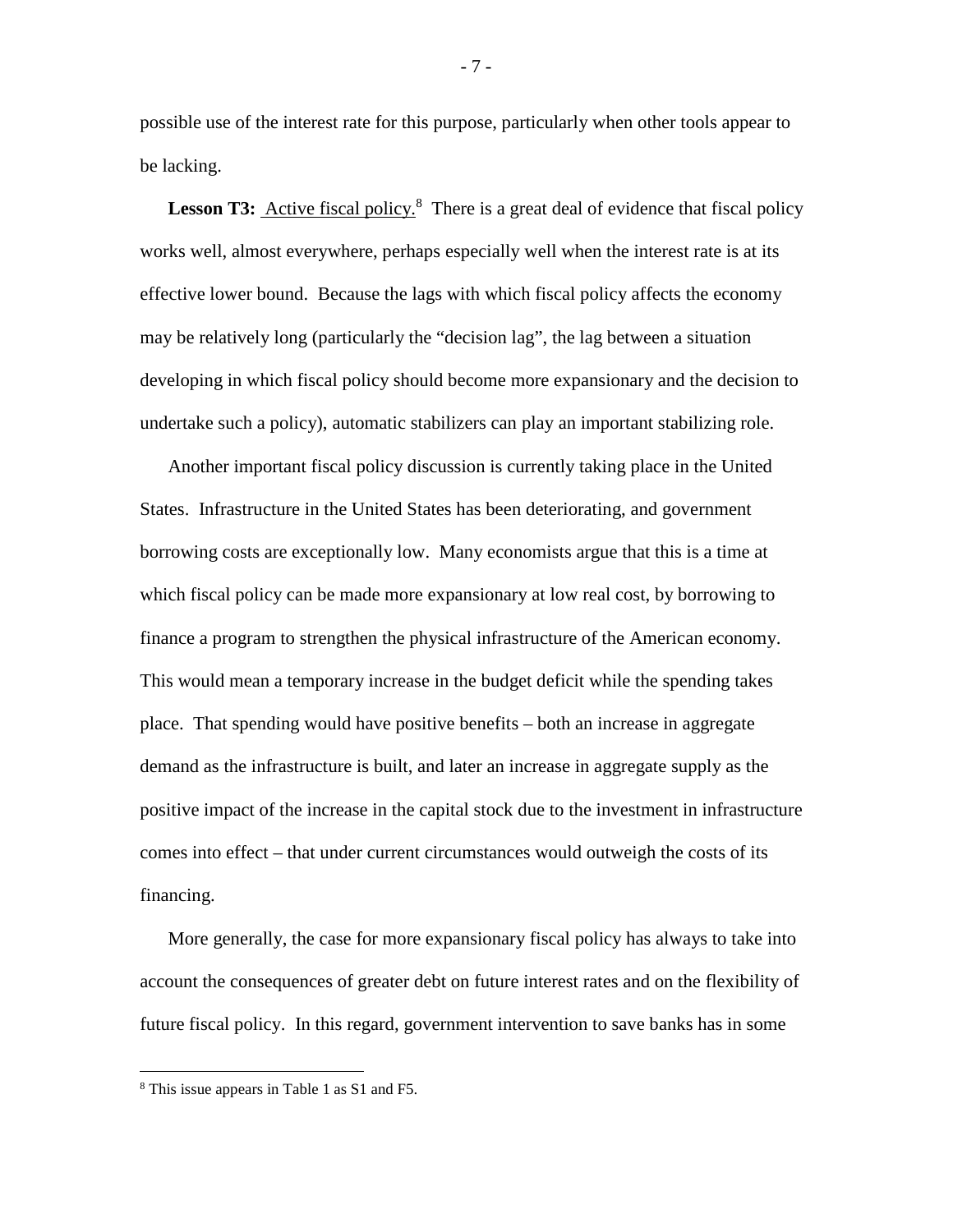possible use of the interest rate for this purpose, particularly when other tools appear to be lacking.

**Lesson T3:** Active fiscal policy.[8] There is a great deal of evidence that fiscal policy works well, almost everywhere, perhaps especially well when the interest rate is at its effective lower bound. Because the lags with which fiscal policy affects the economy may be relatively long (particularly the "decision lag", the lag between a situation developing in which fiscal policy should become more expansionary and the decision to undertake such a policy), automatic stabilizers can play an important stabilizing role.

Another important fiscal policy discussion is currently taking place in the United States. Infrastructure in the United States has been deteriorating, and government borrowing costs are exceptionally low. Many economists argue that this is a time at which fiscal policy can be made more expansionary at low real cost, by borrowing to finance a program to strengthen the physical infrastructure of the American economy. This would mean a temporary increase in the budget deficit while the spending takes place. That spending would have positive benefits – both an increase in aggregate demand as the infrastructure is built, and later an increase in aggregate supply as the positive impact of the increase in the capital stock due to the investment in infrastructure comes into effect – that under current circumstances would outweigh the costs of its financing.

More generally, the case for more expansionary fiscal policy has always to take into account the consequences of greater debt on future interest rates and on the flexibility of future fiscal policy. In this regard, government intervention to save banks has in some

[8] This issue appears in Table 1 as S1 and F5.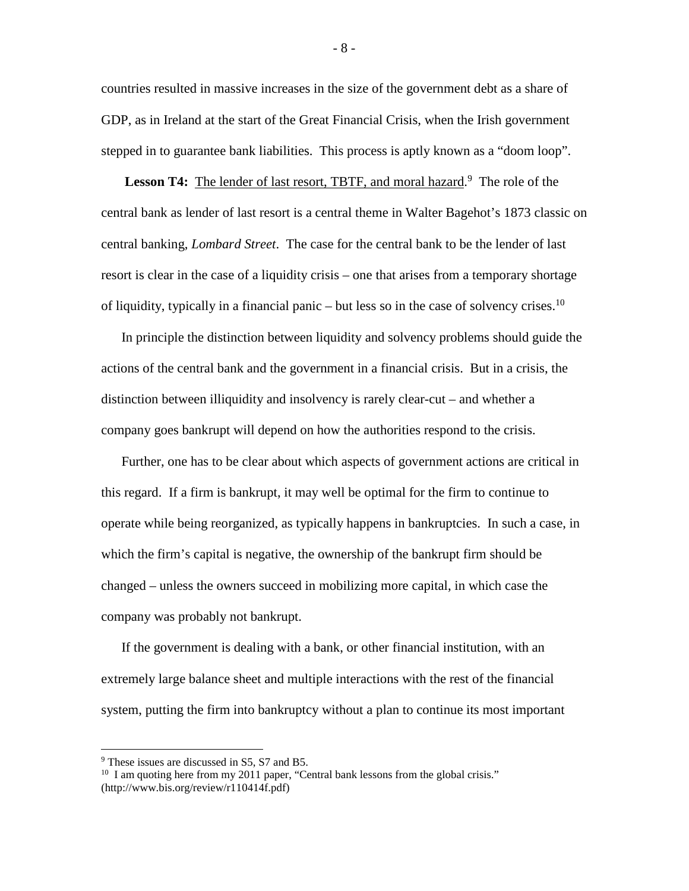countries resulted in massive increases in the size of the government debt as a share of GDP, as in Ireland at the start of the Great Financial Crisis, when the Irish government stepped in to guarantee bank liabilities. This process is aptly known as a "doom loop".

**Lesson T4:** The lender of last resort, TBTF, and moral hazard.[9] The role of the central bank as lender of last resort is a central theme in Walter Bagehot's 1873 classic on central banking, *Lombard Street*. The case for the central bank to be the lender of last resort is clear in the case of a liquidity crisis – one that arises from a temporary shortage of liquidity, typically in a financial panic – but less so in the case of solvency crises.[10]

In principle the distinction between liquidity and solvency problems should guide the actions of the central bank and the government in a financial crisis. But in a crisis, the distinction between illiquidity and insolvency is rarely clear-cut – and whether a company goes bankrupt will depend on how the authorities respond to the crisis.

Further, one has to be clear about which aspects of government actions are critical in this regard. If a firm is bankrupt, it may well be optimal for the firm to continue to operate while being reorganized, as typically happens in bankruptcies. In such a case, in which the firm's capital is negative, the ownership of the bankrupt firm should be changed – unless the owners succeed in mobilizing more capital, in which case the company was probably not bankrupt.

If the government is dealing with a bank, or other financial institution, with an extremely large balance sheet and multiple interactions with the rest of the financial system, putting the firm into bankruptcy without a plan to continue its most important

---

[9] These issues are discussed in S5, S7 and B5.

[10] I am quoting here from my 2011 paper, "Central bank lessons from the global crisis." (http://www.bis.org/review/r110414f.pdf)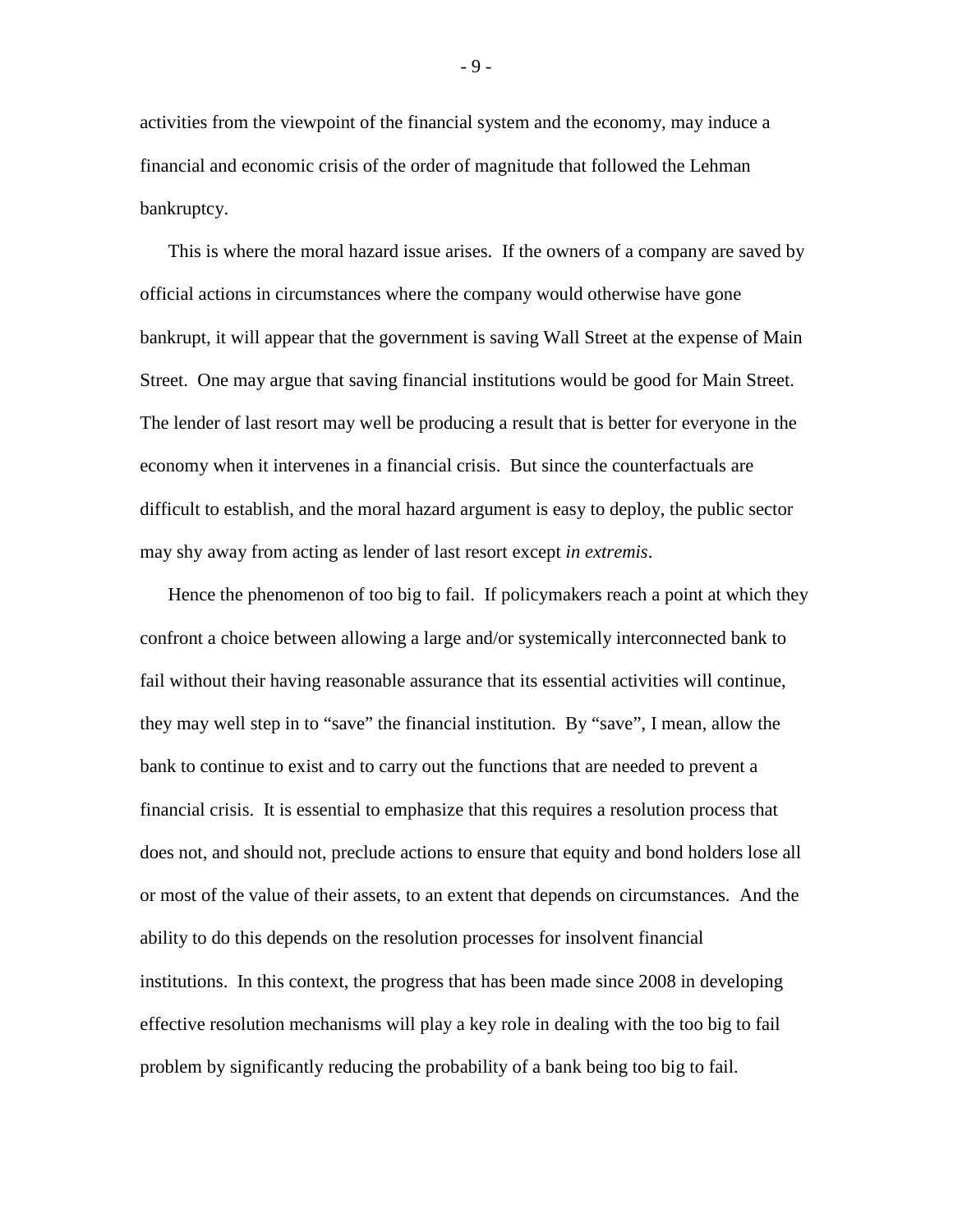activities from the viewpoint of the financial system and the economy, may induce a financial and economic crisis of the order of magnitude that followed the Lehman bankruptcy.

This is where the moral hazard issue arises. If the owners of a company are saved by official actions in circumstances where the company would otherwise have gone bankrupt, it will appear that the government is saving Wall Street at the expense of Main Street. One may argue that saving financial institutions would be good for Main Street. The lender of last resort may well be producing a result that is better for everyone in the economy when it intervenes in a financial crisis. But since the counterfactuals are difficult to establish, and the moral hazard argument is easy to deploy, the public sector may shy away from acting as lender of last resort except *in extremis*.

Hence the phenomenon of too big to fail. If policymakers reach a point at which they confront a choice between allowing a large and/or systemically interconnected bank to fail without their having reasonable assurance that its essential activities will continue, they may well step in to "save" the financial institution. By "save", I mean, allow the bank to continue to exist and to carry out the functions that are needed to prevent a financial crisis. It is essential to emphasize that this requires a resolution process that does not, and should not, preclude actions to ensure that equity and bond holders lose all or most of the value of their assets, to an extent that depends on circumstances. And the ability to do this depends on the resolution processes for insolvent financial institutions. In this context, the progress that has been made since 2008 in developing effective resolution mechanisms will play a key role in dealing with the too big to fail problem by significantly reducing the probability of a bank being too big to fail.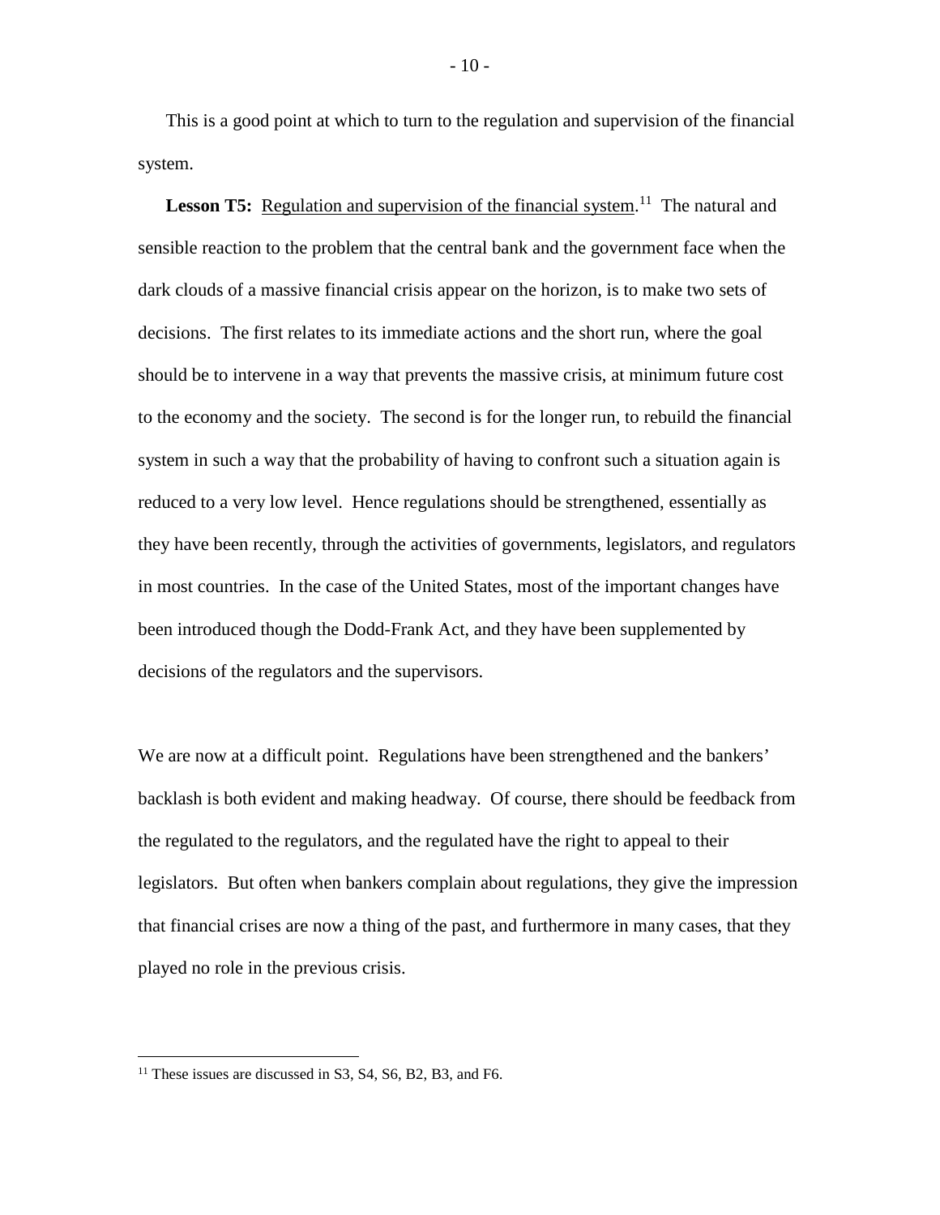This is a good point at which to turn to the regulation and supervision of the financial system.

**Lesson T5:** Regulation and supervision of the financial system.[11] The natural and sensible reaction to the problem that the central bank and the government face when the dark clouds of a massive financial crisis appear on the horizon, is to make two sets of decisions. The first relates to its immediate actions and the short run, where the goal should be to intervene in a way that prevents the massive crisis, at minimum future cost to the economy and the society. The second is for the longer run, to rebuild the financial system in such a way that the probability of having to confront such a situation again is reduced to a very low level. Hence regulations should be strengthened, essentially as they have been recently, through the activities of governments, legislators, and regulators in most countries. In the case of the United States, most of the important changes have been introduced though the Dodd-Frank Act, and they have been supplemented by decisions of the regulators and the supervisors.

We are now at a difficult point. Regulations have been strengthened and the bankers' backlash is both evident and making headway. Of course, there should be feedback from the regulated to the regulators, and the regulated have the right to appeal to their legislators. But often when bankers complain about regulations, they give the impression that financial crises are now a thing of the past, and furthermore in many cases, that they played no role in the previous crisis.

---

[11] These issues are discussed in S3, S4, S6, B2, B3, and F6.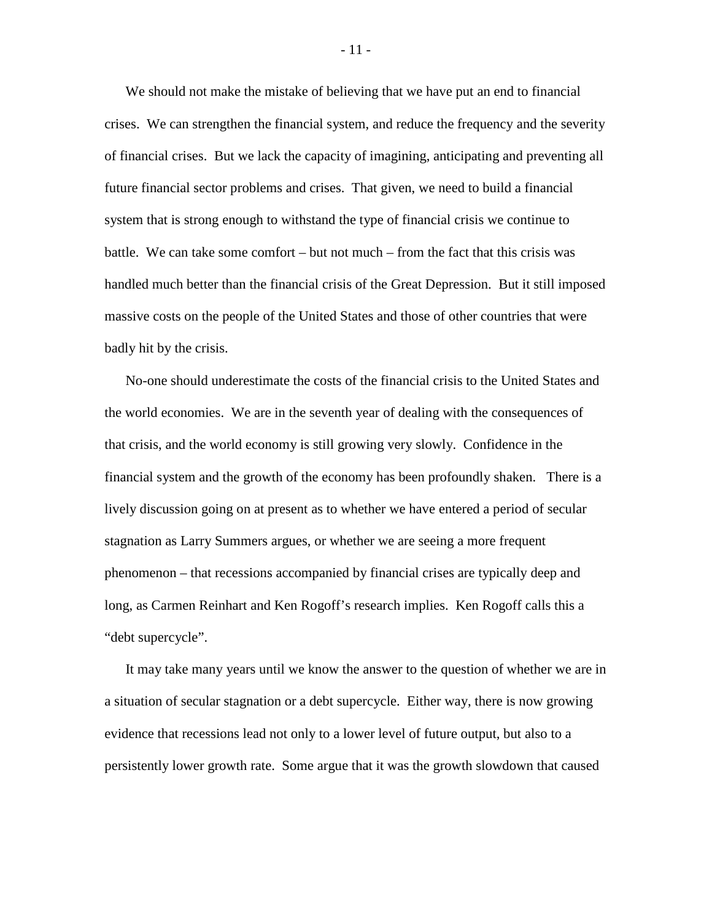We should not make the mistake of believing that we have put an end to financial crises. We can strengthen the financial system, and reduce the frequency and the severity of financial crises. But we lack the capacity of imagining, anticipating and preventing all future financial sector problems and crises. That given, we need to build a financial system that is strong enough to withstand the type of financial crisis we continue to battle. We can take some comfort – but not much – from the fact that this crisis was handled much better than the financial crisis of the Great Depression. But it still imposed massive costs on the people of the United States and those of other countries that were badly hit by the crisis.

No-one should underestimate the costs of the financial crisis to the United States and the world economies. We are in the seventh year of dealing with the consequences of that crisis, and the world economy is still growing very slowly. Confidence in the financial system and the growth of the economy has been profoundly shaken. There is a lively discussion going on at present as to whether we have entered a period of secular stagnation as Larry Summers argues, or whether we are seeing a more frequent phenomenon – that recessions accompanied by financial crises are typically deep and long, as Carmen Reinhart and Ken Rogoff's research implies. Ken Rogoff calls this a "debt supercycle".

It may take many years until we know the answer to the question of whether we are in a situation of secular stagnation or a debt supercycle. Either way, there is now growing evidence that recessions lead not only to a lower level of future output, but also to a persistently lower growth rate. Some argue that it was the growth slowdown that caused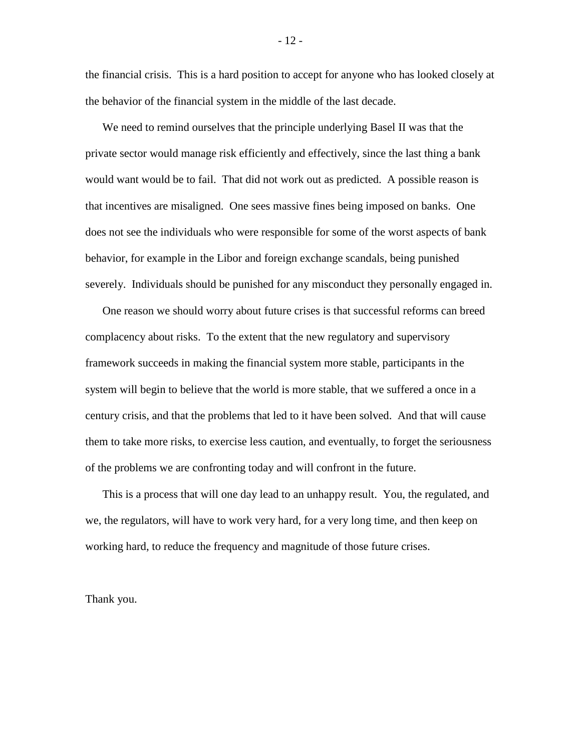the financial crisis. This is a hard position to accept for anyone who has looked closely at the behavior of the financial system in the middle of the last decade.

We need to remind ourselves that the principle underlying Basel II was that the private sector would manage risk efficiently and effectively, since the last thing a bank would want would be to fail. That did not work out as predicted. A possible reason is that incentives are misaligned. One sees massive fines being imposed on banks. One does not see the individuals who were responsible for some of the worst aspects of bank behavior, for example in the Libor and foreign exchange scandals, being punished severely. Individuals should be punished for any misconduct they personally engaged in.

One reason we should worry about future crises is that successful reforms can breed complacency about risks. To the extent that the new regulatory and supervisory framework succeeds in making the financial system more stable, participants in the system will begin to believe that the world is more stable, that we suffered a once in a century crisis, and that the problems that led to it have been solved. And that will cause them to take more risks, to exercise less caution, and eventually, to forget the seriousness of the problems we are confronting today and will confront in the future.

This is a process that will one day lead to an unhappy result. You, the regulated, and we, the regulators, will have to work very hard, for a very long time, and then keep on working hard, to reduce the frequency and magnitude of those future crises.

Thank you.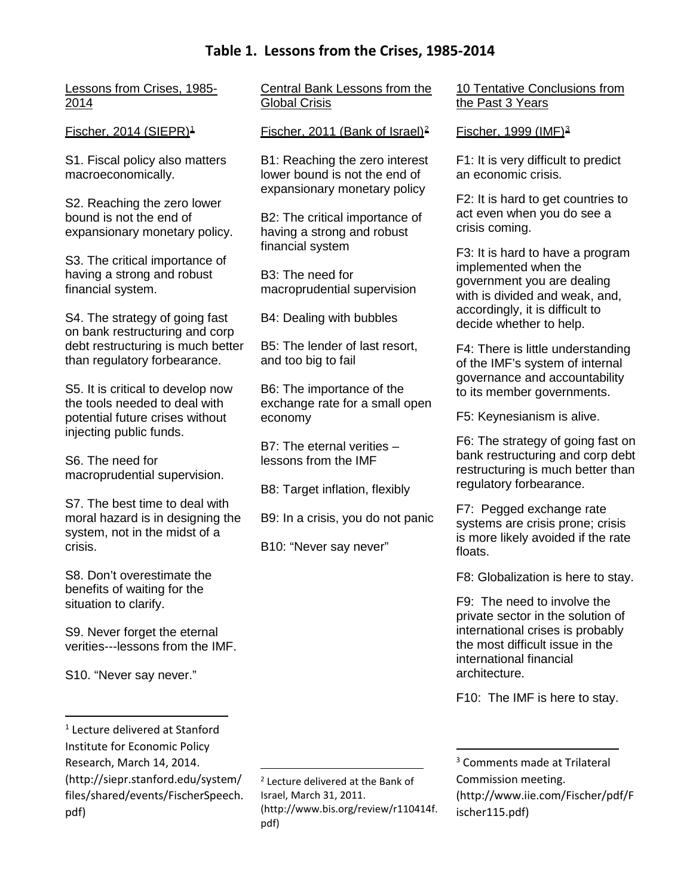# Table 1. Lessons from the Crises, 1985-2014

Lessons from Crises, 1985-2014

Fischer, 2014 (SIEPR)[1]

S1. Fiscal policy also matters macroeconomically.

S2. Reaching the zero lower bound is not the end of expansionary monetary policy.

S3. The critical importance of having a strong and robust financial system.

S4. The strategy of going fast on bank restructuring and corp debt restructuring is much better than regulatory forbearance.

S5. It is critical to develop now the tools needed to deal with potential future crises without injecting public funds.

S6. The need for macroprudential supervision.

S7. The best time to deal with moral hazard is in designing the system, not in the midst of a crisis.

S8. Don't overestimate the benefits of waiting for the situation to clarify.

S9. Never forget the eternal verities---lessons from the IMF.

S10. "Never say never."

Central Bank Lessons from the Global Crisis

Fischer, 2011 (Bank of Israel)[2]

B1: Reaching the zero interest lower bound is not the end of expansionary monetary policy

B2: The critical importance of having a strong and robust financial system

B3: The need for macroprudential supervision

B4: Dealing with bubbles

B5: The lender of last resort, and too big to fail

B6: The importance of the exchange rate for a small open economy

B7: The eternal verities – lessons from the IMF

B8: Target inflation, flexibly

B9: In a crisis, you do not panic

B10: "Never say never"

10 Tentative Conclusions from the Past 3 Years

Fischer, 1999 (IMF)[3]

F1: It is very difficult to predict an economic crisis.

F2: It is hard to get countries to act even when you do see a crisis coming.

F3: It is hard to have a program implemented when the government you are dealing with is divided and weak, and, accordingly, it is difficult to decide whether to help.

F4: There is little understanding of the IMF's system of internal governance and accountability to its member governments.

F5: Keynesianism is alive.

F6: The strategy of going fast on bank restructuring and corp debt restructuring is much better than regulatory forbearance.

F7: Pegged exchange rate systems are crisis prone; crisis is more likely avoided if the rate floats.

F8: Globalization is here to stay.

F9: The need to involve the private sector in the solution of international crises is probably the most difficult issue in the international financial architecture.

F10: The IMF is here to stay.

---

[1] Lecture delivered at Stanford Institute for Economic Policy Research, March 14, 2014. (http://siepr.stanford.edu/system/files/shared/events/FischerSpeech.pdf)

[2] Lecture delivered at the Bank of Israel, March 31, 2011. (http://www.bis.org/review/r110414f.pdf)

[3] Comments made at Trilateral Commission meeting. (http://www.iie.com/Fischer/pdf/Fischer115.pdf)